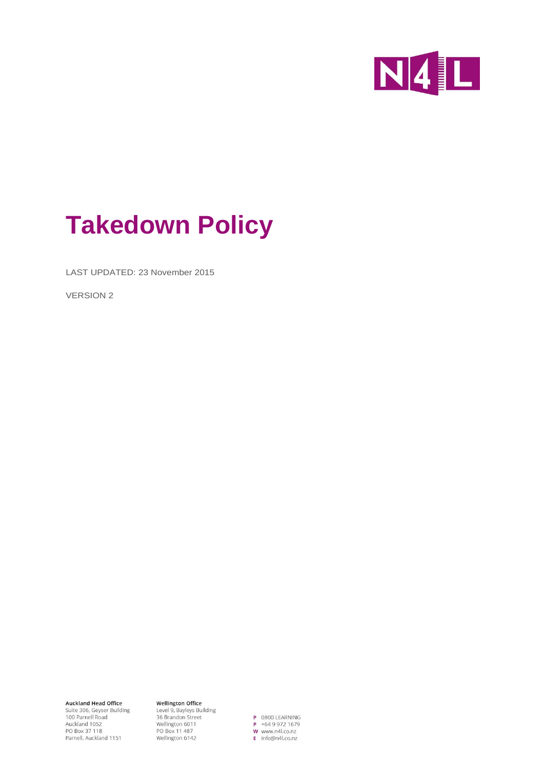# Takedown Policy

LAST UPDATED: 23 November 2015

VERSION 2

**Auckland Head Office**
Suite 306, Geyser Building
100 Parnell Road
Auckland 1052
PO Box 37 118
Parnell, Auckland 1151

**Wellington Office**
Level 9, Bayleys Building
36 Brandon Street
Wellington 6011
PO Box 11 487
Wellington 6142

P 0800 LEARNING
P +64 9 972 1679
W www.n4l.co.nz
E info@n4l.co.nz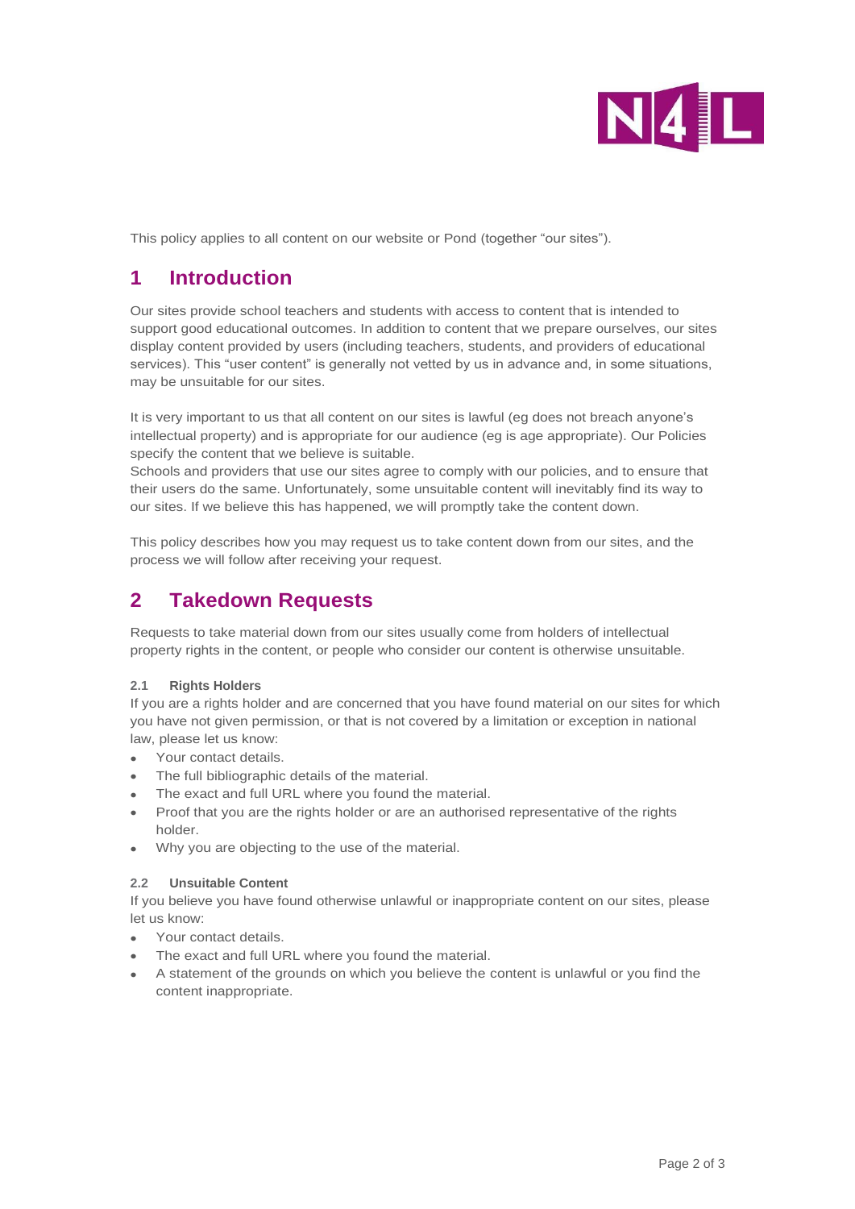This policy applies to all content on our website or Pond (together "our sites").

## 1 Introduction

Our sites provide school teachers and students with access to content that is intended to support good educational outcomes. In addition to content that we prepare ourselves, our sites display content provided by users (including teachers, students, and providers of educational services). This "user content" is generally not vetted by us in advance and, in some situations, may be unsuitable for our sites.

It is very important to us that all content on our sites is lawful (eg does not breach anyone's intellectual property) and is appropriate for our audience (eg is age appropriate). Our Policies specify the content that we believe is suitable.
Schools and providers that use our sites agree to comply with our policies, and to ensure that their users do the same. Unfortunately, some unsuitable content will inevitably find its way to our sites. If we believe this has happened, we will promptly take the content down.

This policy describes how you may request us to take content down from our sites, and the process we will follow after receiving your request.

## 2 Takedown Requests

Requests to take material down from our sites usually come from holders of intellectual property rights in the content, or people who consider our content is otherwise unsuitable.

#### 2.1 Rights Holders

If you are a rights holder and are concerned that you have found material on our sites for which you have not given permission, or that is not covered by a limitation or exception in national law, please let us know:

- Your contact details.
- The full bibliographic details of the material.
- The exact and full URL where you found the material.
- Proof that you are the rights holder or are an authorised representative of the rights holder.
- Why you are objecting to the use of the material.

#### 2.2 Unsuitable Content

If you believe you have found otherwise unlawful or inappropriate content on our sites, please let us know:

- Your contact details.
- The exact and full URL where you found the material.
- A statement of the grounds on which you believe the content is unlawful or you find the content inappropriate.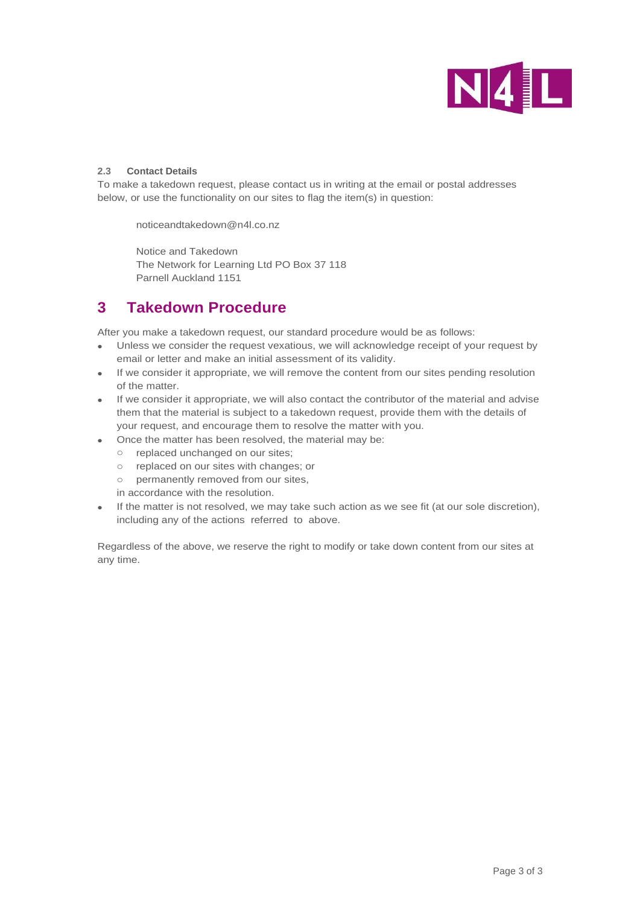### 2.3 Contact Details

To make a takedown request, please contact us in writing at the email or postal addresses below, or use the functionality on our sites to flag the item(s) in question:

noticeandtakedown@n4l.co.nz

Notice and Takedown
The Network for Learning Ltd PO Box 37 118
Parnell Auckland 1151

## 3 Takedown Procedure

After you make a takedown request, our standard procedure would be as follows:

- Unless we consider the request vexatious, we will acknowledge receipt of your request by email or letter and make an initial assessment of its validity.
- If we consider it appropriate, we will remove the content from our sites pending resolution of the matter.
- If we consider it appropriate, we will also contact the contributor of the material and advise them that the material is subject to a takedown request, provide them with the details of your request, and encourage them to resolve the matter with you.
- Once the matter has been resolved, the material may be:
  - replaced unchanged on our sites;
  - replaced on our sites with changes; or
  - permanently removed from our sites,

  in accordance with the resolution.
- If the matter is not resolved, we may take such action as we see fit (at our sole discretion), including any of the actions referred to above.

Regardless of the above, we reserve the right to modify or take down content from our sites at any time.